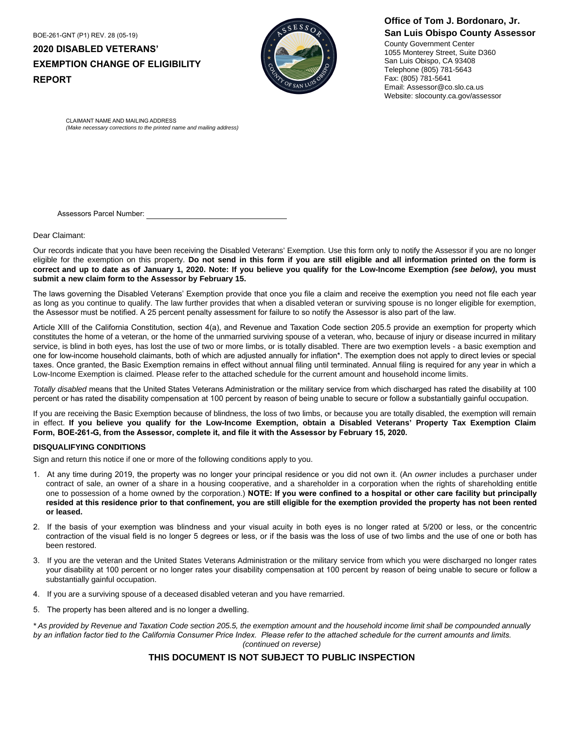BOE-261-GNT (P1) REV. 28 (05-19)

# 2020 DISABLED VETERANS' EXEMPTION CHANGE OF ELIGIBILITY REPORT

**Office of Tom J. Bordonaro, Jr.**
**San Luis Obispo County Assessor**
County Government Center
1055 Monterey Street, Suite D360
San Luis Obispo, CA 93408
Telephone (805) 781-5643
Fax: (805) 781-5641
Email: Assessor@co.slo.ca.us
Website: slocounty.ca.gov/assessor

CLAIMANT NAME AND MAILING ADDRESS
*(Make necessary corrections to the printed name and mailing address)*

Assessors Parcel Number: ______________________________

Dear Claimant:

Our records indicate that you have been receiving the Disabled Veterans' Exemption. Use this form only to notify the Assessor if you are no longer eligible for the exemption on this property. **Do not send in this form if you are still eligible and all information printed on the form is correct and up to date as of January 1, 2020. Note: If you believe you qualify for the Low-Income Exemption *(see below)*, you must submit a new claim form to the Assessor by February 15.**

The laws governing the Disabled Veterans' Exemption provide that once you file a claim and receive the exemption you need not file each year as long as you continue to qualify. The law further provides that when a disabled veteran or surviving spouse is no longer eligible for exemption, the Assessor must be notified. A 25 percent penalty assessment for failure to so notify the Assessor is also part of the law.

Article XIII of the California Constitution, section 4(a), and Revenue and Taxation Code section 205.5 provide an exemption for property which constitutes the home of a veteran, or the home of the unmarried surviving spouse of a veteran, who, because of injury or disease incurred in military service, is blind in both eyes, has lost the use of two or more limbs, or is totally disabled. There are two exemption levels - a basic exemption and one for low-income household claimants, both of which are adjusted annually for inflation*. The exemption does not apply to direct levies or special taxes. Once granted, the Basic Exemption remains in effect without annual filing until terminated. Annual filing is required for any year in which a Low-Income Exemption is claimed. Please refer to the attached schedule for the current amount and household income limits.

*Totally disabled* means that the United States Veterans Administration or the military service from which discharged has rated the disability at 100 percent or has rated the disability compensation at 100 percent by reason of being unable to secure or follow a substantially gainful occupation.

If you are receiving the Basic Exemption because of blindness, the loss of two limbs, or because you are totally disabled, the exemption will remain in effect. **If you believe you qualify for the Low-Income Exemption, obtain a Disabled Veterans' Property Tax Exemption Claim Form, BOE-261-G, from the Assessor, complete it, and file it with the Assessor by February 15, 2020.**

### DISQUALIFYING CONDITIONS

Sign and return this notice if one or more of the following conditions apply to you.

1. At any time during 2019, the property was no longer your principal residence or you did not own it. (An *owner* includes a purchaser under contract of sale, an owner of a share in a housing cooperative, and a shareholder in a corporation when the rights of shareholding entitle one to possession of a home owned by the corporation.) **NOTE: If you were confined to a hospital or other care facility but principally resided at this residence prior to that confinement, you are still eligible for the exemption provided the property has not been rented or leased.**
2. If the basis of your exemption was blindness and your visual acuity in both eyes is no longer rated at 5/200 or less, or the concentric contraction of the visual field is no longer 5 degrees or less, or if the basis was the loss of use of two limbs and the use of one or both has been restored.
3. If you are the veteran and the United States Veterans Administration or the military service from which you were discharged no longer rates your disability at 100 percent or no longer rates your disability compensation at 100 percent by reason of being unable to secure or follow a substantially gainful occupation.
4. If you are a surviving spouse of a deceased disabled veteran and you have remarried.
5. The property has been altered and is no longer a dwelling.

*\* As provided by Revenue and Taxation Code section 205.5, the exemption amount and the household income limit shall be compounded annually by an inflation factor tied to the California Consumer Price Index. Please refer to the attached schedule for the current amounts and limits.*

*(continued on reverse)*

**THIS DOCUMENT IS NOT SUBJECT TO PUBLIC INSPECTION**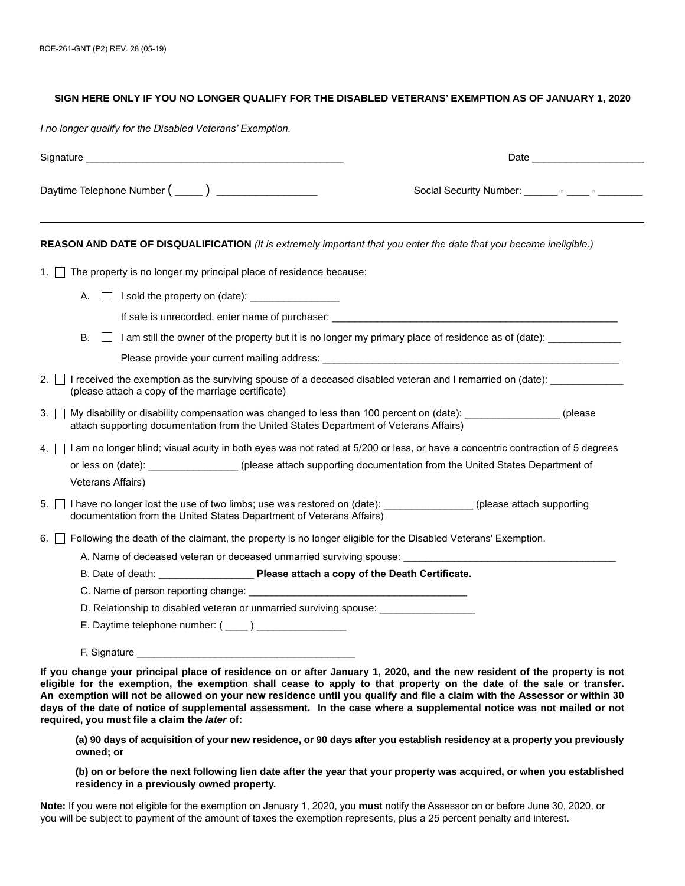**SIGN HERE ONLY IF YOU NO LONGER QUALIFY FOR THE DISABLED VETERANS' EXEMPTION AS OF JANUARY 1, 2020**

*I no longer qualify for the Disabled Veterans' Exemption.*

Signature _____________________________________________ Date ___________________

Daytime Telephone Number ( _____ ) _________________ Social Security Number: ______ - ____ - ________

---

**REASON AND DATE OF DISQUALIFICATION** *(It is extremely important that you enter the date that you became ineligible.)*

1. ☐ The property is no longer my principal place of residence because:

   A. ☐ I sold the property on (date): ________________

   If sale is unrecorded, enter name of purchaser: ____________________________________________________

   B. ☐ I am still the owner of the property but it is no longer my primary place of residence as of (date): _____________

   Please provide your current mailing address: ______________________________________________________

2. ☐ I received the exemption as the surviving spouse of a deceased disabled veteran and I remarried on (date): _____________ (please attach a copy of the marriage certificate)

3. ☐ My disability or disability compensation was changed to less than 100 percent on (date): ________________ (please attach supporting documentation from the United States Department of Veterans Affairs)

4. ☐ I am no longer blind; visual acuity in both eyes was not rated at 5/200 or less, or have a concentric contraction of 5 degrees or less on (date): ________________ (please attach supporting documentation from the United States Department of Veterans Affairs)

5. ☐ I have no longer lost the use of two limbs; use was restored on (date): ________________ (please attach supporting documentation from the United States Department of Veterans Affairs)

6. ☐ Following the death of the claimant, the property is no longer eligible for the Disabled Veterans' Exemption.

   A. Name of deceased veteran or deceased unmarried surviving spouse: ______________________________________

   B. Date of death: _________________ **Please attach a copy of the Death Certificate.**

   C. Name of person reporting change: ________________________________________

   D. Relationship to disabled veteran or unmarried surviving spouse: _________________

   E. Daytime telephone number: ( ____ ) ________________

   F. Signature _______________________________________

**If you change your principal place of residence on or after January 1, 2020, and the new resident of the property is not eligible for the exemption, the exemption shall cease to apply to that property on the date of the sale or transfer. An exemption will not be allowed on your new residence until you qualify and file a claim with the Assessor or within 30 days of the date of notice of supplemental assessment. In the case where a supplemental notice was not mailed or not required, you must file a claim the *later* of:**

**(a) 90 days of acquisition of your new residence, or 90 days after you establish residency at a property you previously owned; or**

**(b) on or before the next following lien date after the year that your property was acquired, or when you established residency in a previously owned property.**

**Note:** If you were not eligible for the exemption on January 1, 2020, you **must** notify the Assessor on or before June 30, 2020, or you will be subject to payment of the amount of taxes the exemption represents, plus a 25 percent penalty and interest.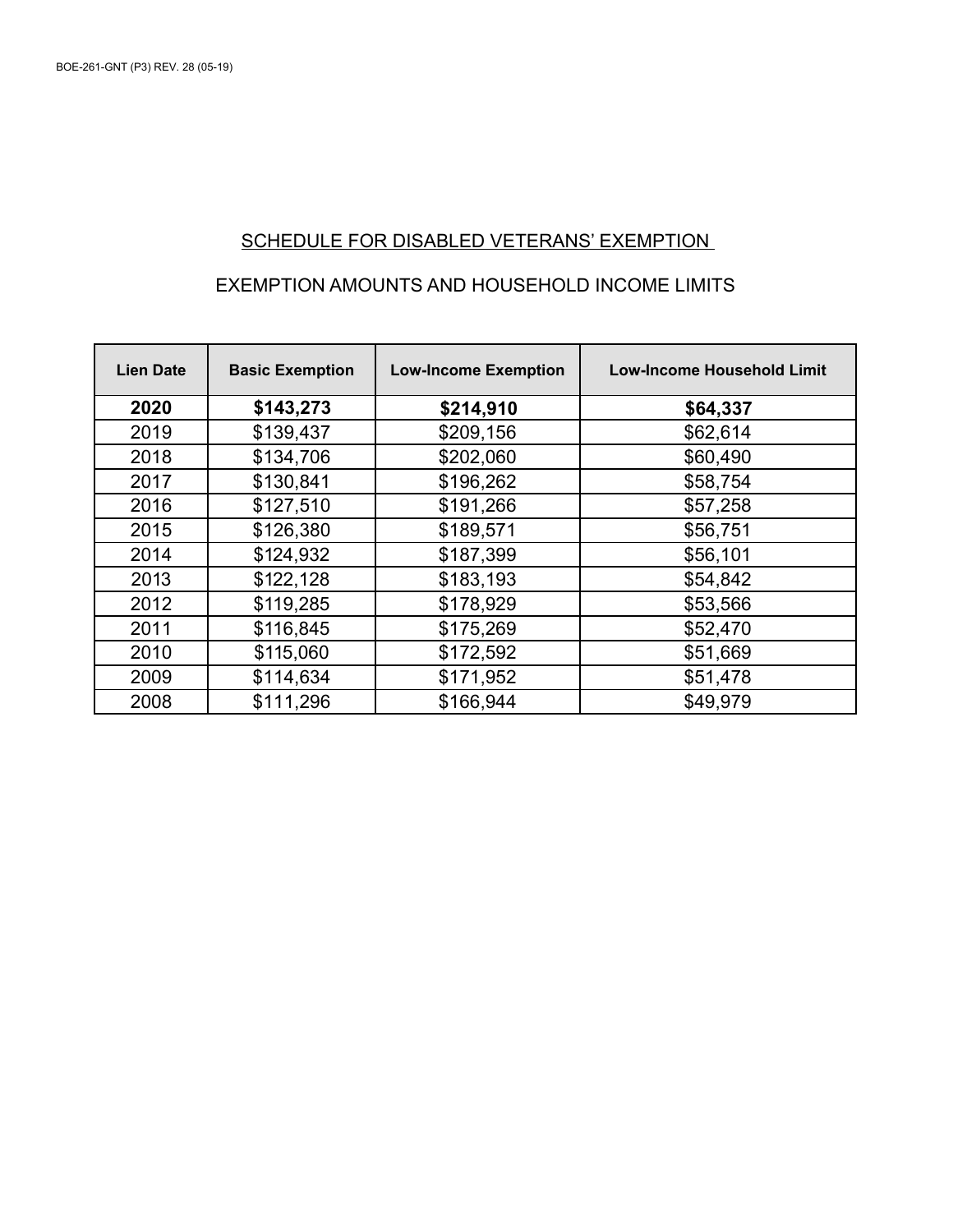## SCHEDULE FOR DISABLED VETERANS' EXEMPTION

### EXEMPTION AMOUNTS AND HOUSEHOLD INCOME LIMITS

| Lien Date | Basic Exemption | Low-Income Exemption | Low-Income Household Limit |
|---|---|---|---|
| **2020** | **$143,273** | **$214,910** | **$64,337** |
| 2019 | $139,437 | $209,156 | $62,614 |
| 2018 | $134,706 | $202,060 | $60,490 |
| 2017 | $130,841 | $196,262 | $58,754 |
| 2016 | $127,510 | $191,266 | $57,258 |
| 2015 | $126,380 | $189,571 | $56,751 |
| 2014 | $124,932 | $187,399 | $56,101 |
| 2013 | $122,128 | $183,193 | $54,842 |
| 2012 | $119,285 | $178,929 | $53,566 |
| 2011 | $116,845 | $175,269 | $52,470 |
| 2010 | $115,060 | $172,592 | $51,669 |
| 2009 | $114,634 | $171,952 | $51,478 |
| 2008 | $111,296 | $166,944 | $49,979 |